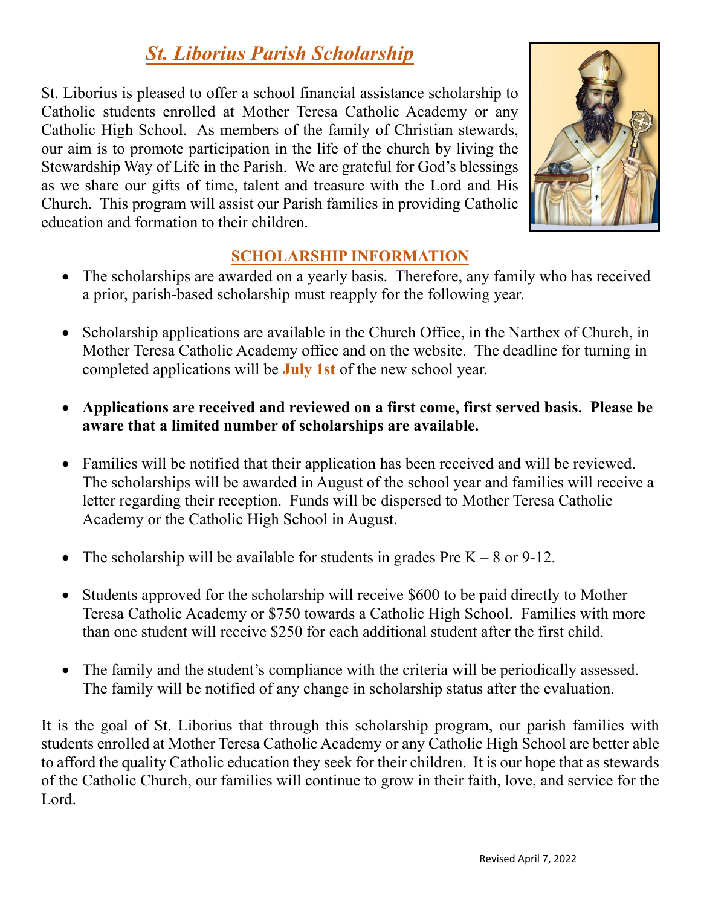# *St. Liborius Parish Scholarship*

St. Liborius is pleased to offer a school financial assistance scholarship to Catholic students enrolled at Mother Teresa Catholic Academy or any Catholic High School. As members of the family of Christian stewards, our aim is to promote participation in the life of the church by living the Stewardship Way of Life in the Parish. We are grateful for God's blessings as we share our gifts of time, talent and treasure with the Lord and His Church. This program will assist our Parish families in providing Catholic education and formation to their children.

## SCHOLARSHIP INFORMATION

- The scholarships are awarded on a yearly basis. Therefore, any family who has received a prior, parish-based scholarship must reapply for the following year.

- Scholarship applications are available in the Church Office, in the Narthex of Church, in Mother Teresa Catholic Academy office and on the website. The deadline for turning in completed applications will be **July 1st** of the new school year.

- **Applications are received and reviewed on a first come, first served basis. Please be aware that a limited number of scholarships are available.**

- Families will be notified that their application has been received and will be reviewed. The scholarships will be awarded in August of the school year and families will receive a letter regarding their reception. Funds will be dispersed to Mother Teresa Catholic Academy or the Catholic High School in August.

- The scholarship will be available for students in grades Pre K – 8 or 9-12.

- Students approved for the scholarship will receive $600 to be paid directly to Mother Teresa Catholic Academy or $750 towards a Catholic High School. Families with more than one student will receive $250 for each additional student after the first child.

- The family and the student's compliance with the criteria will be periodically assessed. The family will be notified of any change in scholarship status after the evaluation.

It is the goal of St. Liborius that through this scholarship program, our parish families with students enrolled at Mother Teresa Catholic Academy or any Catholic High School are better able to afford the quality Catholic education they seek for their children. It is our hope that as stewards of the Catholic Church, our families will continue to grow in their faith, love, and service for the Lord.

Revised April 7, 2022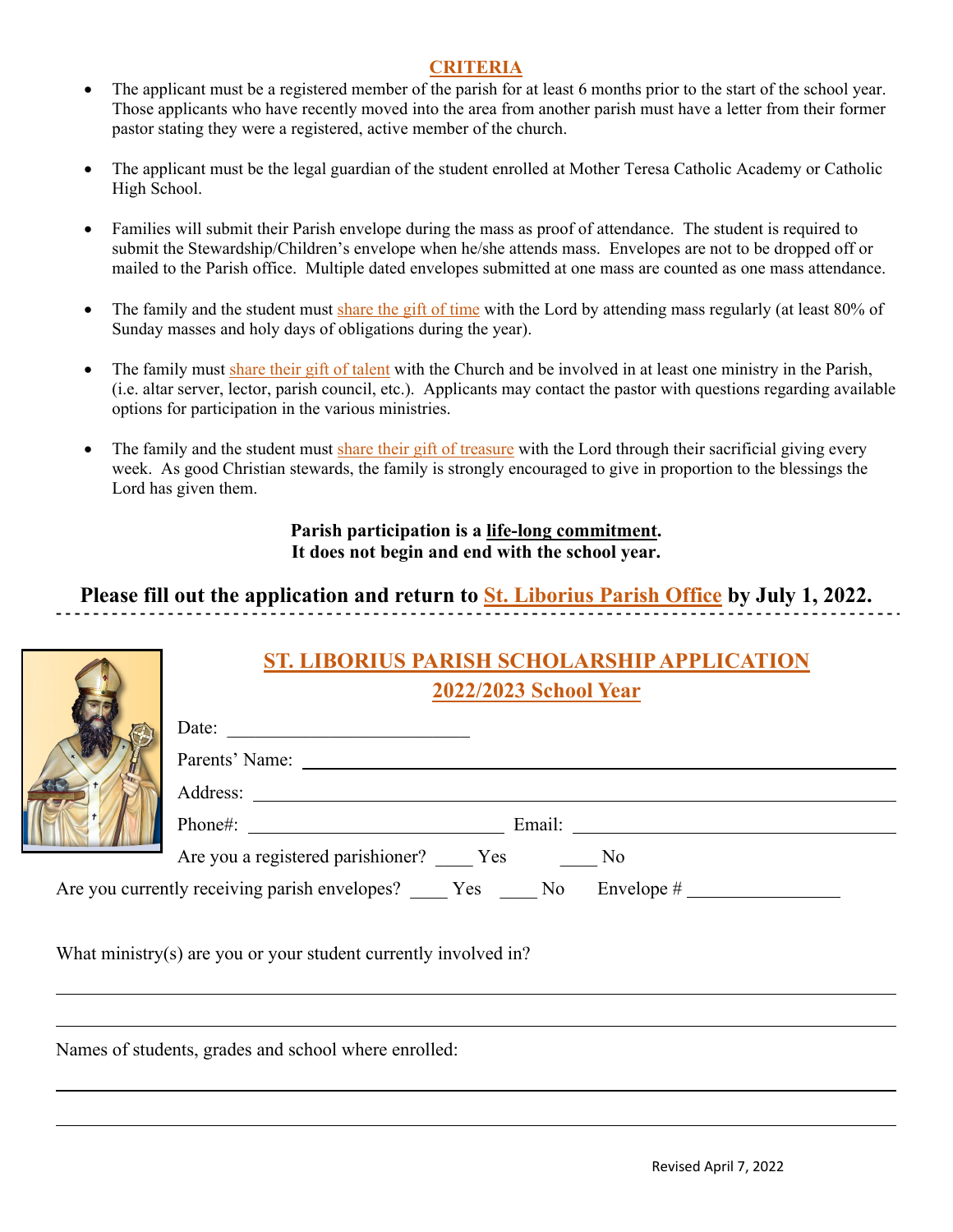## CRITERIA

- The applicant must be a registered member of the parish for at least 6 months prior to the start of the school year. Those applicants who have recently moved into the area from another parish must have a letter from their former pastor stating they were a registered, active member of the church.
- The applicant must be the legal guardian of the student enrolled at Mother Teresa Catholic Academy or Catholic High School.
- Families will submit their Parish envelope during the mass as proof of attendance. The student is required to submit the Stewardship/Children's envelope when he/she attends mass. Envelopes are not to be dropped off or mailed to the Parish office. Multiple dated envelopes submitted at one mass are counted as one mass attendance.
- The family and the student must share the gift of time with the Lord by attending mass regularly (at least 80% of Sunday masses and holy days of obligations during the year).
- The family must share their gift of talent with the Church and be involved in at least one ministry in the Parish, (i.e. altar server, lector, parish council, etc.). Applicants may contact the pastor with questions regarding available options for participation in the various ministries.
- The family and the student must share their gift of treasure with the Lord through their sacrificial giving every week. As good Christian stewards, the family is strongly encouraged to give in proportion to the blessings the Lord has given them.

**Parish participation is a life-long commitment.**
**It does not begin and end with the school year.**

**Please fill out the application and return to St. Liborius Parish Office by July 1, 2022.**

---

## ST. LIBORIUS PARISH SCHOLARSHIP APPLICATION
## 2022/2023 School Year

Date: ______________________

Parents' Name: ______________________

Address: ______________________

Phone#: ______________________ Email: ______________________

Are you a registered parishioner? ____ Yes ____ No

Are you currently receiving parish envelopes? ____ Yes ____ No Envelope # ______________

What ministry(s) are you or your student currently involved in?

______________________

______________________

Names of students, grades and school where enrolled:

______________________

______________________

Revised April 7, 2022